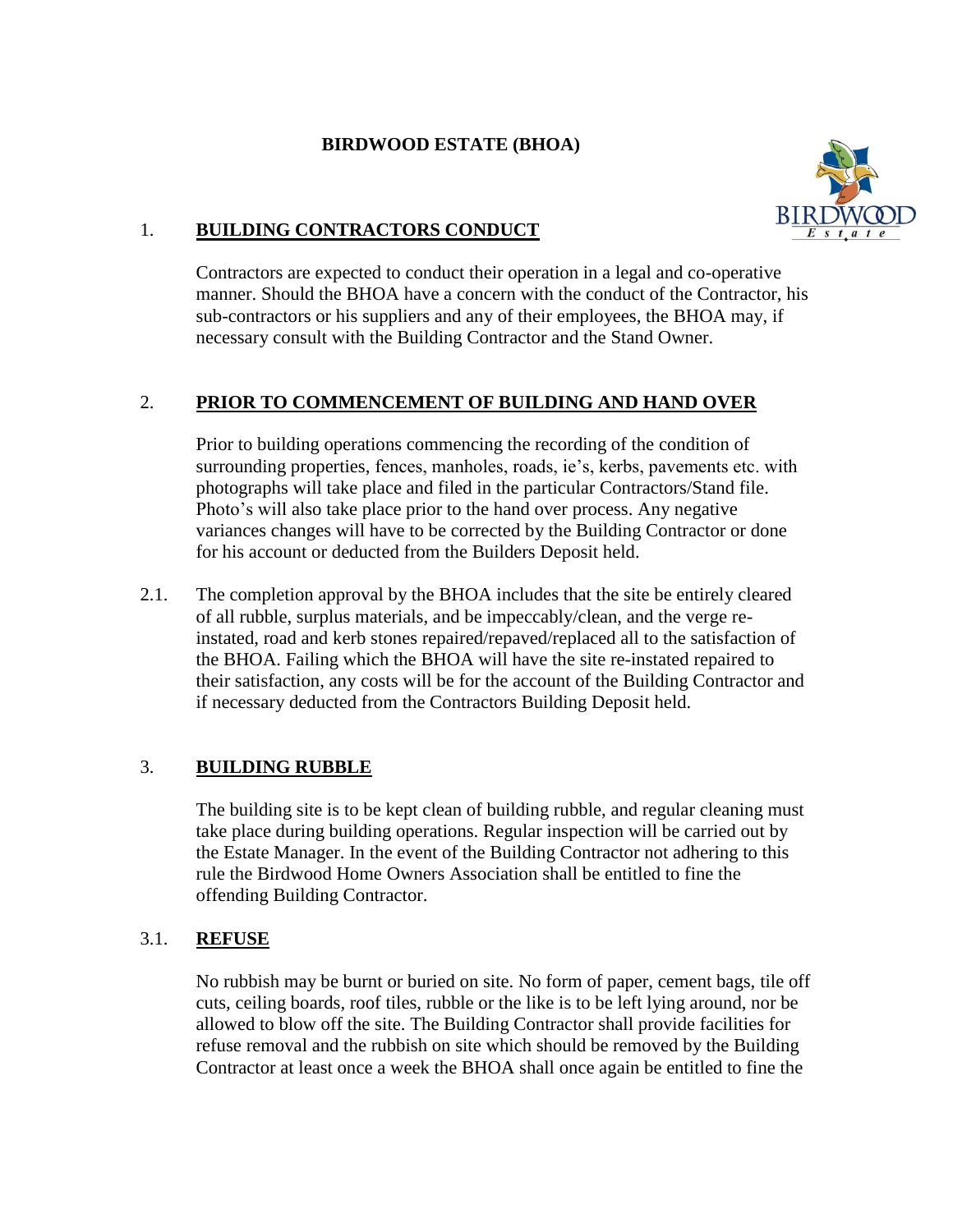# BIRDWOOD ESTATE (BHOA)

## 1. BUILDING CONTRACTORS CONDUCT

Contractors are expected to conduct their operation in a legal and co-operative manner. Should the BHOA have a concern with the conduct of the Contractor, his sub-contractors or his suppliers and any of their employees, the BHOA may, if necessary consult with the Building Contractor and the Stand Owner.

## 2. PRIOR TO COMMENCEMENT OF BUILDING AND HAND OVER

Prior to building operations commencing the recording of the condition of surrounding properties, fences, manholes, roads, ie's, kerbs, pavements etc. with photographs will take place and filed in the particular Contractors/Stand file. Photo's will also take place prior to the hand over process. Any negative variances changes will have to be corrected by the Building Contractor or done for his account or deducted from the Builders Deposit held.

2.1. The completion approval by the BHOA includes that the site be entirely cleared of all rubble, surplus materials, and be impeccably/clean, and the verge re-instated, road and kerb stones repaired/repaved/replaced all to the satisfaction of the BHOA. Failing which the BHOA will have the site re-instated repaired to their satisfaction, any costs will be for the account of the Building Contractor and if necessary deducted from the Contractors Building Deposit held.

## 3. BUILDING RUBBLE

The building site is to be kept clean of building rubble, and regular cleaning must take place during building operations. Regular inspection will be carried out by the Estate Manager. In the event of the Building Contractor not adhering to this rule the Birdwood Home Owners Association shall be entitled to fine the offending Building Contractor.

### 3.1. REFUSE

No rubbish may be burnt or buried on site. No form of paper, cement bags, tile off cuts, ceiling boards, roof tiles, rubble or the like is to be left lying around, nor be allowed to blow off the site. The Building Contractor shall provide facilities for refuse removal and the rubbish on site which should be removed by the Building Contractor at least once a week the BHOA shall once again be entitled to fine the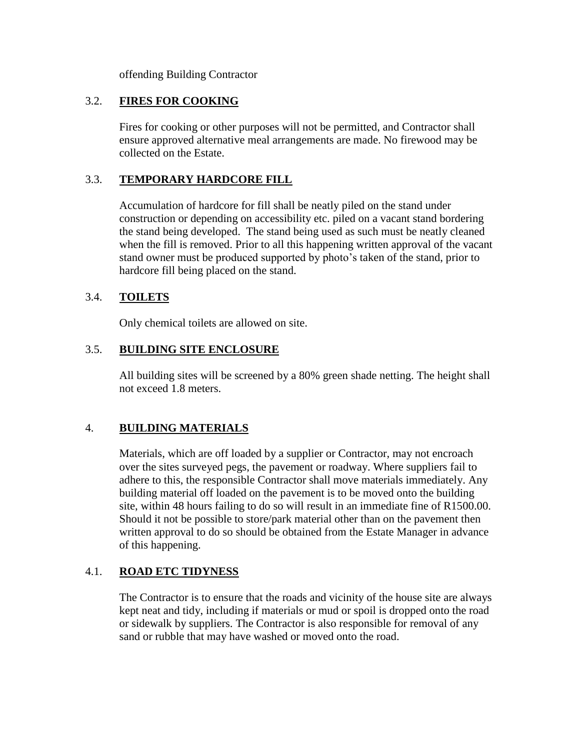offending Building Contractor

### 3.2. **FIRES FOR COOKING**

Fires for cooking or other purposes will not be permitted, and Contractor shall ensure approved alternative meal arrangements are made. No firewood may be collected on the Estate.

### 3.3. **TEMPORARY HARDCORE FILL**

Accumulation of hardcore for fill shall be neatly piled on the stand under construction or depending on accessibility etc. piled on a vacant stand bordering the stand being developed. The stand being used as such must be neatly cleaned when the fill is removed. Prior to all this happening written approval of the vacant stand owner must be produced supported by photo's taken of the stand, prior to hardcore fill being placed on the stand.

### 3.4. **TOILETS**

Only chemical toilets are allowed on site.

### 3.5. **BUILDING SITE ENCLOSURE**

All building sites will be screened by a 80% green shade netting. The height shall not exceed 1.8 meters.

## 4. **BUILDING MATERIALS**

Materials, which are off loaded by a supplier or Contractor, may not encroach over the sites surveyed pegs, the pavement or roadway. Where suppliers fail to adhere to this, the responsible Contractor shall move materials immediately. Any building material off loaded on the pavement is to be moved onto the building site, within 48 hours failing to do so will result in an immediate fine of R1500.00. Should it not be possible to store/park material other than on the pavement then written approval to do so should be obtained from the Estate Manager in advance of this happening.

### 4.1. **ROAD ETC TIDYNESS**

The Contractor is to ensure that the roads and vicinity of the house site are always kept neat and tidy, including if materials or mud or spoil is dropped onto the road or sidewalk by suppliers. The Contractor is also responsible for removal of any sand or rubble that may have washed or moved onto the road.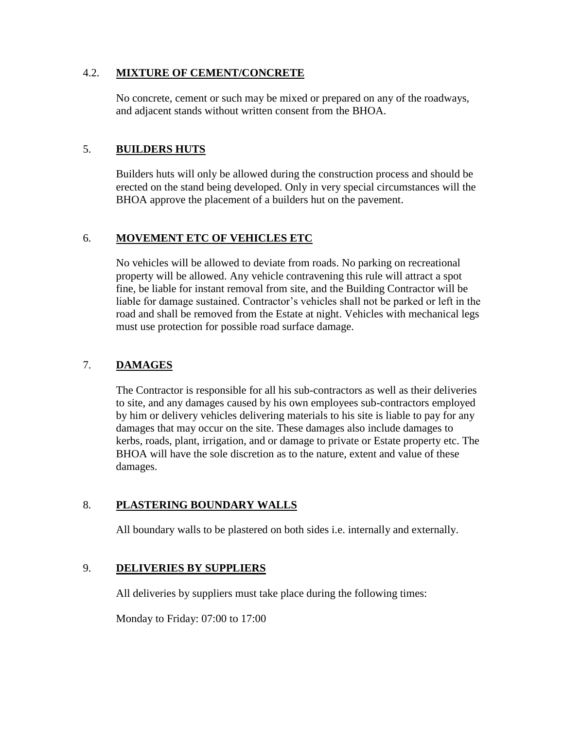### 4.2. MIXTURE OF CEMENT/CONCRETE

No concrete, cement or such may be mixed or prepared on any of the roadways, and adjacent stands without written consent from the BHOA.

## 5. BUILDERS HUTS

Builders huts will only be allowed during the construction process and should be erected on the stand being developed. Only in very special circumstances will the BHOA approve the placement of a builders hut on the pavement.

## 6. MOVEMENT ETC OF VEHICLES ETC

No vehicles will be allowed to deviate from roads. No parking on recreational property will be allowed. Any vehicle contravening this rule will attract a spot fine, be liable for instant removal from site, and the Building Contractor will be liable for damage sustained. Contractor's vehicles shall not be parked or left in the road and shall be removed from the Estate at night. Vehicles with mechanical legs must use protection for possible road surface damage.

## 7. DAMAGES

The Contractor is responsible for all his sub-contractors as well as their deliveries to site, and any damages caused by his own employees sub-contractors employed by him or delivery vehicles delivering materials to his site is liable to pay for any damages that may occur on the site. These damages also include damages to kerbs, roads, plant, irrigation, and or damage to private or Estate property etc. The BHOA will have the sole discretion as to the nature, extent and value of these damages.

## 8. PLASTERING BOUNDARY WALLS

All boundary walls to be plastered on both sides i.e. internally and externally.

## 9. DELIVERIES BY SUPPLIERS

All deliveries by suppliers must take place during the following times:

Monday to Friday: 07:00 to 17:00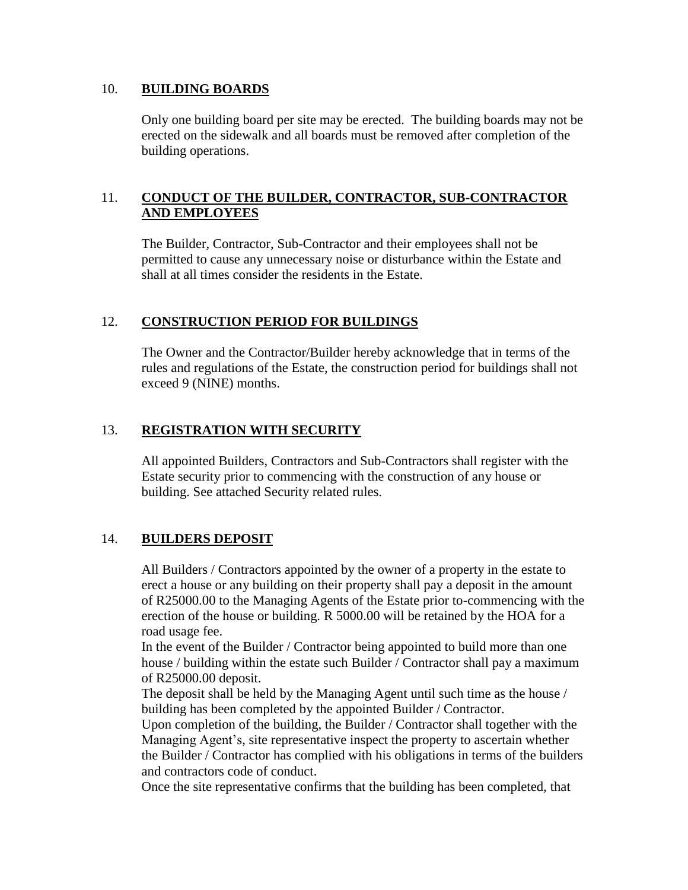## 10. **BUILDING BOARDS**

Only one building board per site may be erected. The building boards may not be erected on the sidewalk and all boards must be removed after completion of the building operations.

## 11. **CONDUCT OF THE BUILDER, CONTRACTOR, SUB-CONTRACTOR AND EMPLOYEES**

The Builder, Contractor, Sub-Contractor and their employees shall not be permitted to cause any unnecessary noise or disturbance within the Estate and shall at all times consider the residents in the Estate.

## 12. **CONSTRUCTION PERIOD FOR BUILDINGS**

The Owner and the Contractor/Builder hereby acknowledge that in terms of the rules and regulations of the Estate, the construction period for buildings shall not exceed 9 (NINE) months.

## 13. **REGISTRATION WITH SECURITY**

All appointed Builders, Contractors and Sub-Contractors shall register with the Estate security prior to commencing with the construction of any house or building. See attached Security related rules.

## 14. **BUILDERS DEPOSIT**

All Builders / Contractors appointed by the owner of a property in the estate to erect a house or any building on their property shall pay a deposit in the amount of R25000.00 to the Managing Agents of the Estate prior to-commencing with the erection of the house or building. R 5000.00 will be retained by the HOA for a road usage fee.
In the event of the Builder / Contractor being appointed to build more than one house / building within the estate such Builder / Contractor shall pay a maximum of R25000.00 deposit.
The deposit shall be held by the Managing Agent until such time as the house / building has been completed by the appointed Builder / Contractor.
Upon completion of the building, the Builder / Contractor shall together with the Managing Agent's, site representative inspect the property to ascertain whether the Builder / Contractor has complied with his obligations in terms of the builders and contractors code of conduct.
Once the site representative confirms that the building has been completed, that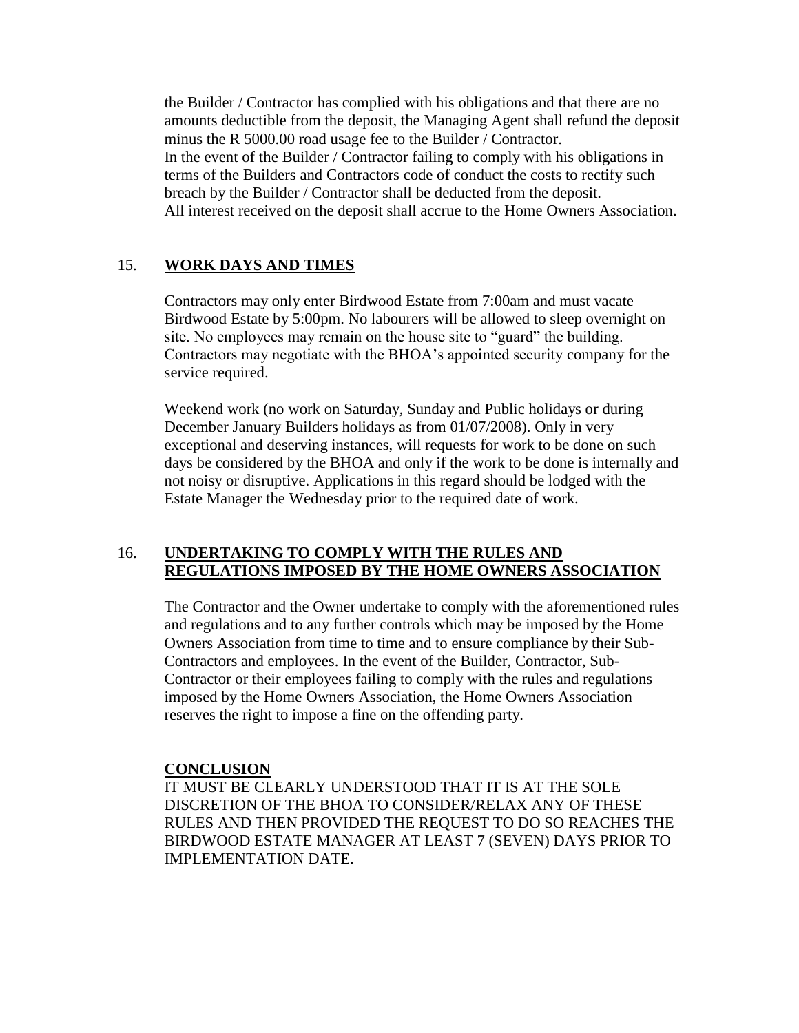the Builder / Contractor has complied with his obligations and that there are no amounts deductible from the deposit, the Managing Agent shall refund the deposit minus the R 5000.00 road usage fee to the Builder / Contractor.
In the event of the Builder / Contractor failing to comply with his obligations in terms of the Builders and Contractors code of conduct the costs to rectify such breach by the Builder / Contractor shall be deducted from the deposit.
All interest received on the deposit shall accrue to the Home Owners Association.

15. **WORK DAYS AND TIMES**

Contractors may only enter Birdwood Estate from 7:00am and must vacate Birdwood Estate by 5:00pm. No labourers will be allowed to sleep overnight on site. No employees may remain on the house site to "guard" the building. Contractors may negotiate with the BHOA's appointed security company for the service required.

Weekend work (no work on Saturday, Sunday and Public holidays or during December January Builders holidays as from 01/07/2008). Only in very exceptional and deserving instances, will requests for work to be done on such days be considered by the BHOA and only if the work to be done is internally and not noisy or disruptive. Applications in this regard should be lodged with the Estate Manager the Wednesday prior to the required date of work.

16. **UNDERTAKING TO COMPLY WITH THE RULES AND REGULATIONS IMPOSED BY THE HOME OWNERS ASSOCIATION**

The Contractor and the Owner undertake to comply with the aforementioned rules and regulations and to any further controls which may be imposed by the Home Owners Association from time to time and to ensure compliance by their Sub-Contractors and employees. In the event of the Builder, Contractor, Sub-Contractor or their employees failing to comply with the rules and regulations imposed by the Home Owners Association, the Home Owners Association reserves the right to impose a fine on the offending party.

**CONCLUSION**

IT MUST BE CLEARLY UNDERSTOOD THAT IT IS AT THE SOLE DISCRETION OF THE BHOA TO CONSIDER/RELAX ANY OF THESE RULES AND THEN PROVIDED THE REQUEST TO DO SO REACHES THE BIRDWOOD ESTATE MANAGER AT LEAST 7 (SEVEN) DAYS PRIOR TO IMPLEMENTATION DATE.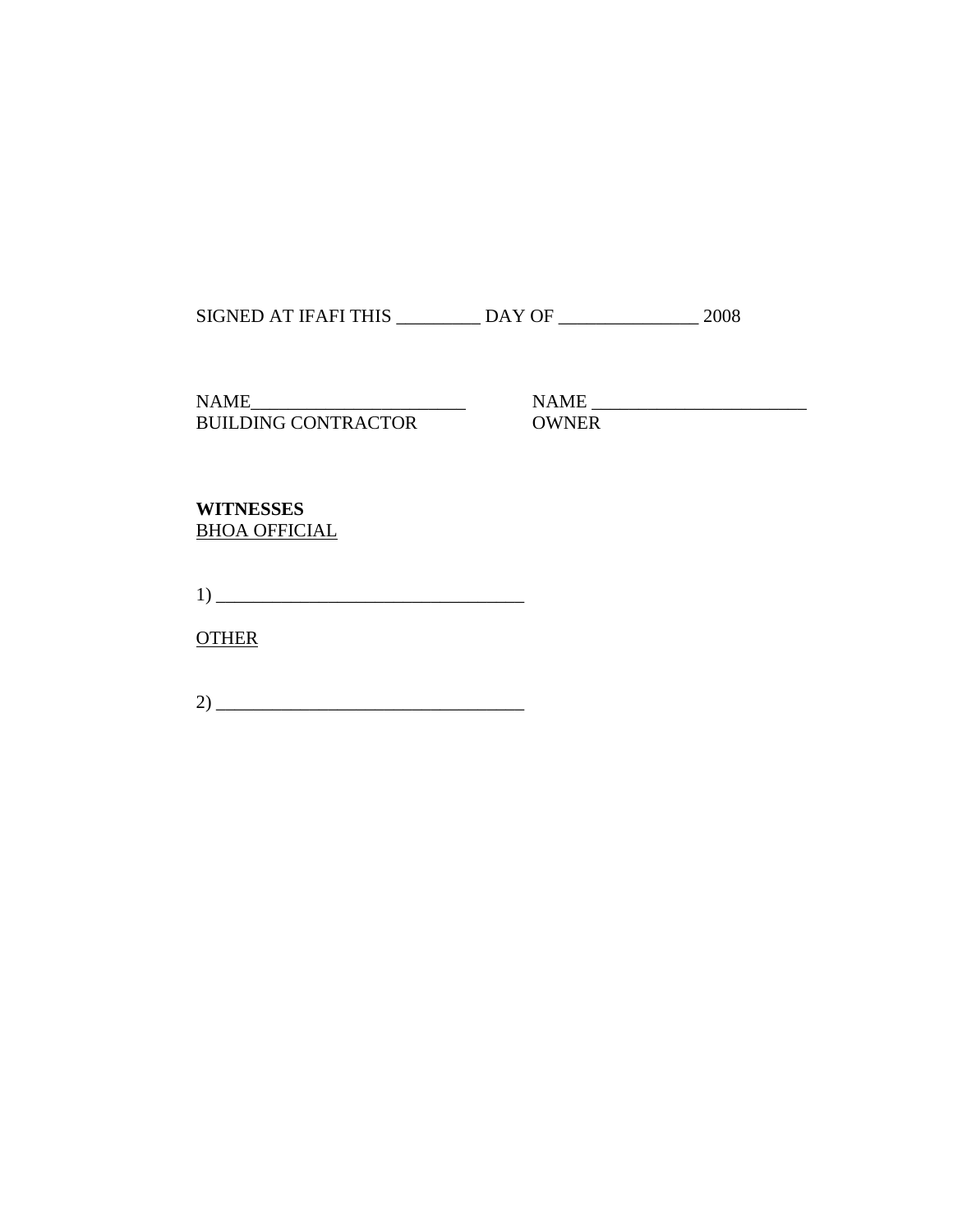SIGNED AT IFAFI THIS _________ DAY OF _______________ 2008

NAME________________________ NAME ________________________
BUILDING CONTRACTOR OWNER

**WITNESSES**
BHOA OFFICIAL

1) _________________________________

OTHER

2) _________________________________